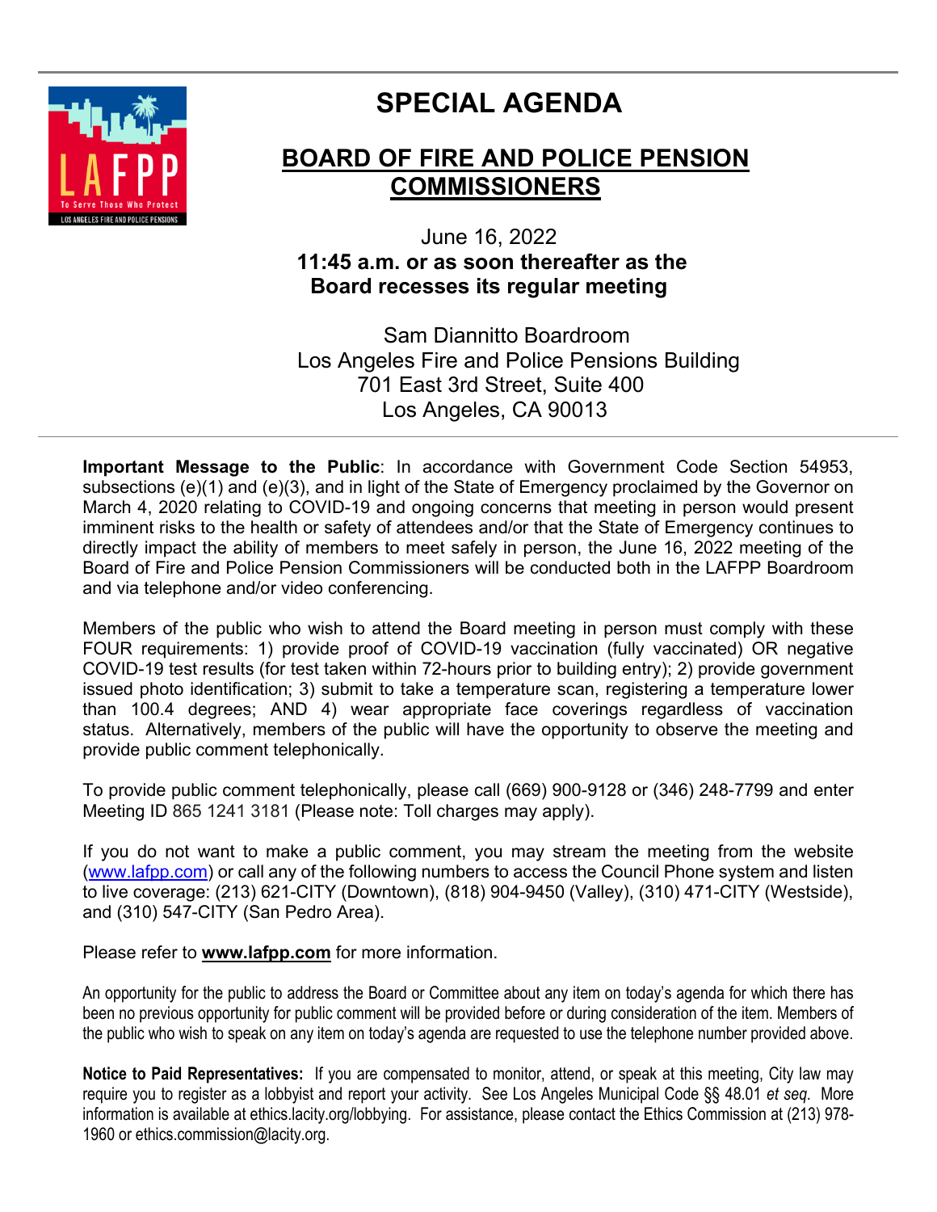# SPECIAL AGENDA

## BOARD OF FIRE AND POLICE PENSION COMMISSIONERS

June 16, 2022
**11:45 a.m. or as soon thereafter as the Board recesses its regular meeting**

Sam Diannitto Boardroom
Los Angeles Fire and Police Pensions Building
701 East 3rd Street, Suite 400
Los Angeles, CA 90013

---

**Important Message to the Public**: In accordance with Government Code Section 54953, subsections (e)(1) and (e)(3), and in light of the State of Emergency proclaimed by the Governor on March 4, 2020 relating to COVID-19 and ongoing concerns that meeting in person would present imminent risks to the health or safety of attendees and/or that the State of Emergency continues to directly impact the ability of members to meet safely in person, the June 16, 2022 meeting of the Board of Fire and Police Pension Commissioners will be conducted both in the LAFPP Boardroom and via telephone and/or video conferencing.

Members of the public who wish to attend the Board meeting in person must comply with these FOUR requirements: 1) provide proof of COVID-19 vaccination (fully vaccinated) OR negative COVID-19 test results (for test taken within 72-hours prior to building entry); 2) provide government issued photo identification; 3) submit to take a temperature scan, registering a temperature lower than 100.4 degrees; AND 4) wear appropriate face coverings regardless of vaccination status. Alternatively, members of the public will have the opportunity to observe the meeting and provide public comment telephonically.

To provide public comment telephonically, please call (669) 900-9128 or (346) 248-7799 and enter Meeting ID 865 1241 3181 (Please note: Toll charges may apply).

If you do not want to make a public comment, you may stream the meeting from the website (www.lafpp.com) or call any of the following numbers to access the Council Phone system and listen to live coverage: (213) 621-CITY (Downtown), (818) 904-9450 (Valley), (310) 471-CITY (Westside), and (310) 547-CITY (San Pedro Area).

Please refer to **www.lafpp.com** for more information.

An opportunity for the public to address the Board or Committee about any item on today's agenda for which there has been no previous opportunity for public comment will be provided before or during consideration of the item. Members of the public who wish to speak on any item on today's agenda are requested to use the telephone number provided above.

**Notice to Paid Representatives:** If you are compensated to monitor, attend, or speak at this meeting, City law may require you to register as a lobbyist and report your activity. See Los Angeles Municipal Code §§ 48.01 *et seq*. More information is available at ethics.lacity.org/lobbying. For assistance, please contact the Ethics Commission at (213) 978-1960 or ethics.commission@lacity.org.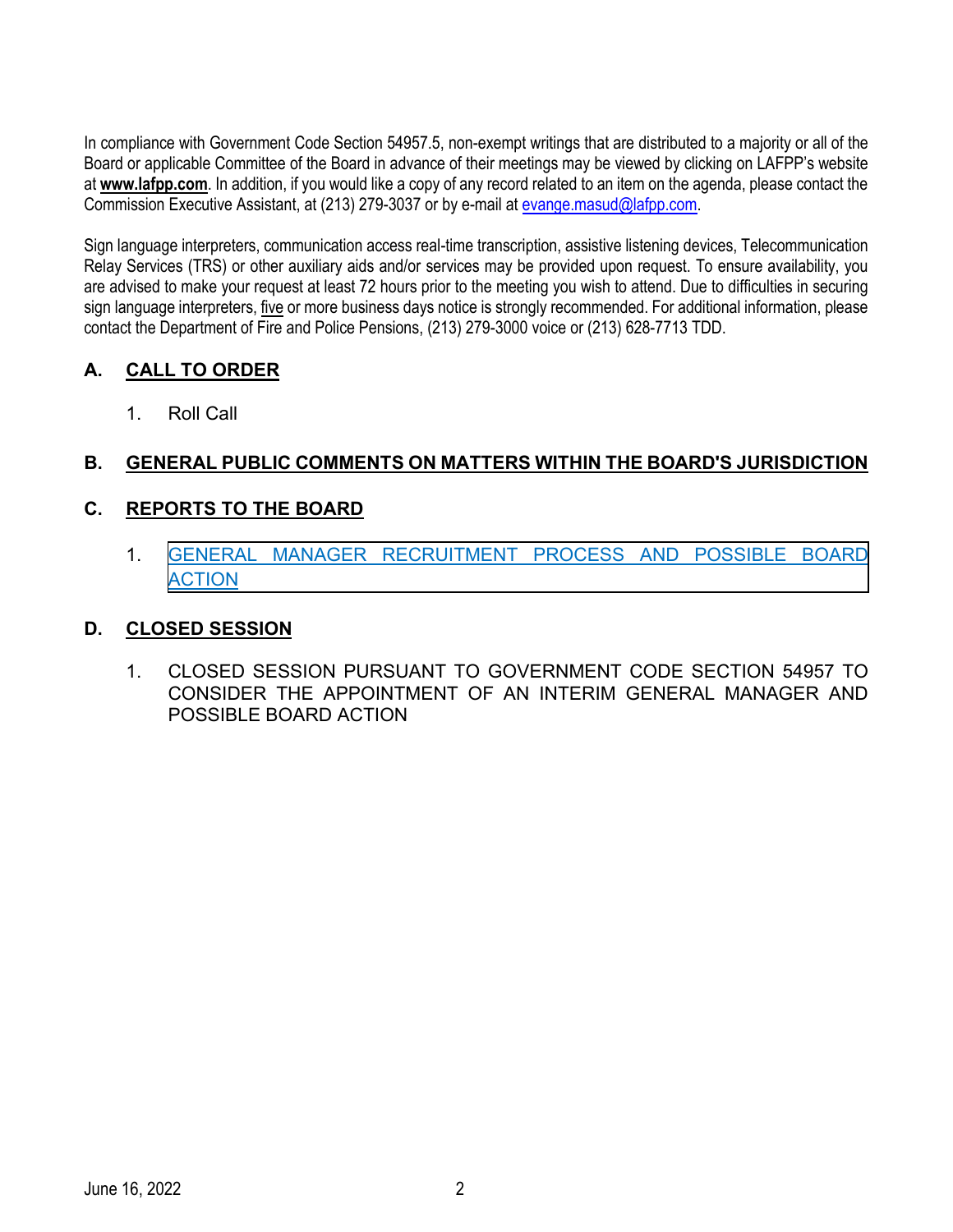In compliance with Government Code Section 54957.5, non-exempt writings that are distributed to a majority or all of the Board or applicable Committee of the Board in advance of their meetings may be viewed by clicking on LAFPP's website at **www.lafpp.com**. In addition, if you would like a copy of any record related to an item on the agenda, please contact the Commission Executive Assistant, at (213) 279-3037 or by e-mail at evange.masud@lafpp.com.

Sign language interpreters, communication access real-time transcription, assistive listening devices, Telecommunication Relay Services (TRS) or other auxiliary aids and/or services may be provided upon request. To ensure availability, you are advised to make your request at least 72 hours prior to the meeting you wish to attend. Due to difficulties in securing sign language interpreters, five or more business days notice is strongly recommended. For additional information, please contact the Department of Fire and Police Pensions, (213) 279-3000 voice or (213) 628-7713 TDD.

## A. CALL TO ORDER

1. Roll Call

## B. GENERAL PUBLIC COMMENTS ON MATTERS WITHIN THE BOARD'S JURISDICTION

## C. REPORTS TO THE BOARD

1. GENERAL MANAGER RECRUITMENT PROCESS AND POSSIBLE BOARD ACTION

## D. CLOSED SESSION

1. CLOSED SESSION PURSUANT TO GOVERNMENT CODE SECTION 54957 TO CONSIDER THE APPOINTMENT OF AN INTERIM GENERAL MANAGER AND POSSIBLE BOARD ACTION

June 16, 2022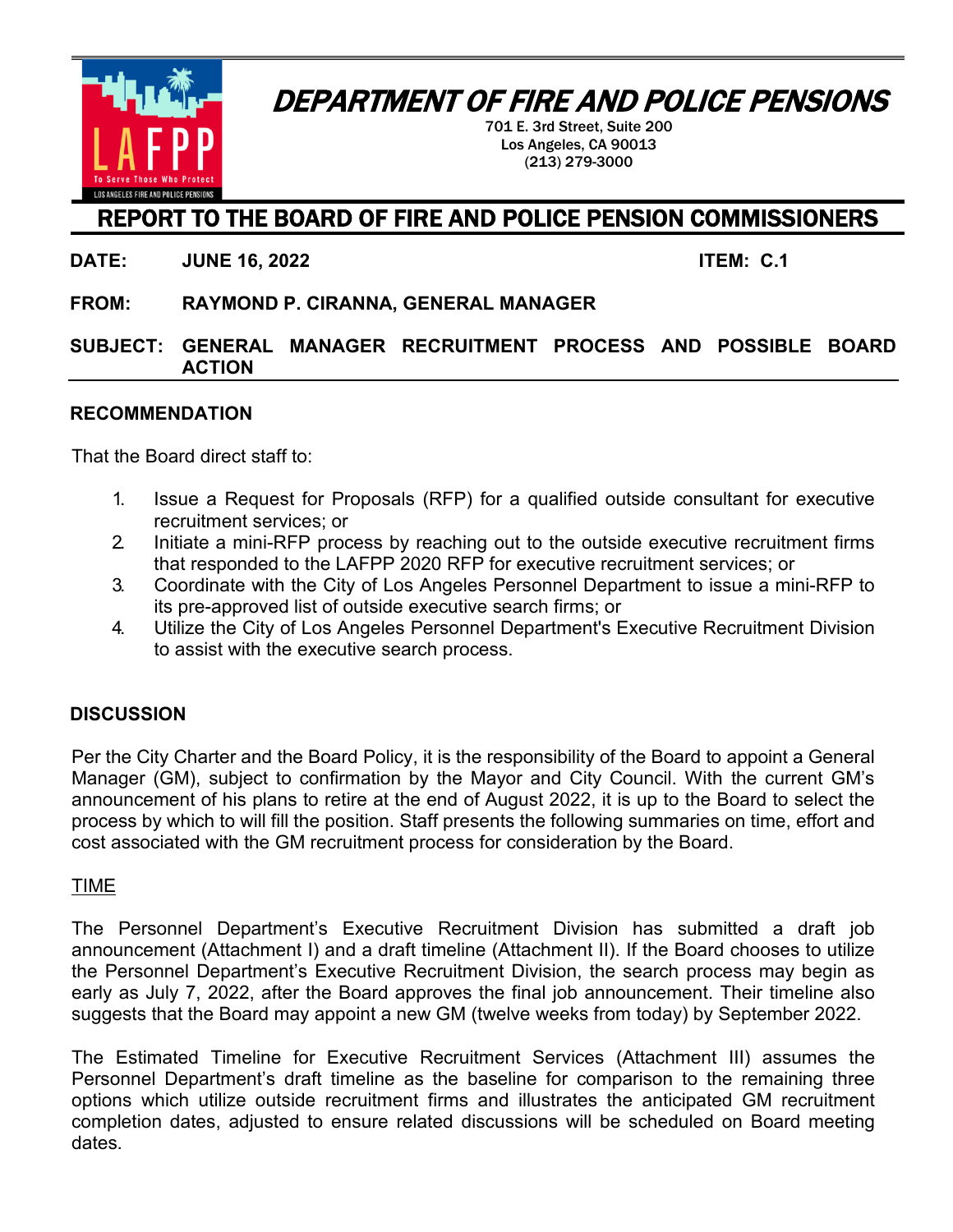# DEPARTMENT OF FIRE AND POLICE PENSIONS

701 E. 3rd Street, Suite 200
Los Angeles, CA 90013
(213) 279-3000

## REPORT TO THE BOARD OF FIRE AND POLICE PENSION COMMISSIONERS

**DATE:** **JUNE 16, 2022** **ITEM: C.1**

**FROM:** **RAYMOND P. CIRANNA, GENERAL MANAGER**

**SUBJECT:** **GENERAL MANAGER RECRUITMENT PROCESS AND POSSIBLE BOARD ACTION**

### RECOMMENDATION

That the Board direct staff to:

1. Issue a Request for Proposals (RFP) for a qualified outside consultant for executive recruitment services; or
2. Initiate a mini-RFP process by reaching out to the outside executive recruitment firms that responded to the LAFPP 2020 RFP for executive recruitment services; or
3. Coordinate with the City of Los Angeles Personnel Department to issue a mini-RFP to its pre-approved list of outside executive search firms; or
4. Utilize the City of Los Angeles Personnel Department's Executive Recruitment Division to assist with the executive search process.

### DISCUSSION

Per the City Charter and the Board Policy, it is the responsibility of the Board to appoint a General Manager (GM), subject to confirmation by the Mayor and City Council. With the current GM's announcement of his plans to retire at the end of August 2022, it is up to the Board to select the process by which to will fill the position. Staff presents the following summaries on time, effort and cost associated with the GM recruitment process for consideration by the Board.

TIME

The Personnel Department's Executive Recruitment Division has submitted a draft job announcement (Attachment I) and a draft timeline (Attachment II). If the Board chooses to utilize the Personnel Department's Executive Recruitment Division, the search process may begin as early as July 7, 2022, after the Board approves the final job announcement. Their timeline also suggests that the Board may appoint a new GM (twelve weeks from today) by September 2022.

The Estimated Timeline for Executive Recruitment Services (Attachment III) assumes the Personnel Department's draft timeline as the baseline for comparison to the remaining three options which utilize outside recruitment firms and illustrates the anticipated GM recruitment completion dates, adjusted to ensure related discussions will be scheduled on Board meeting dates.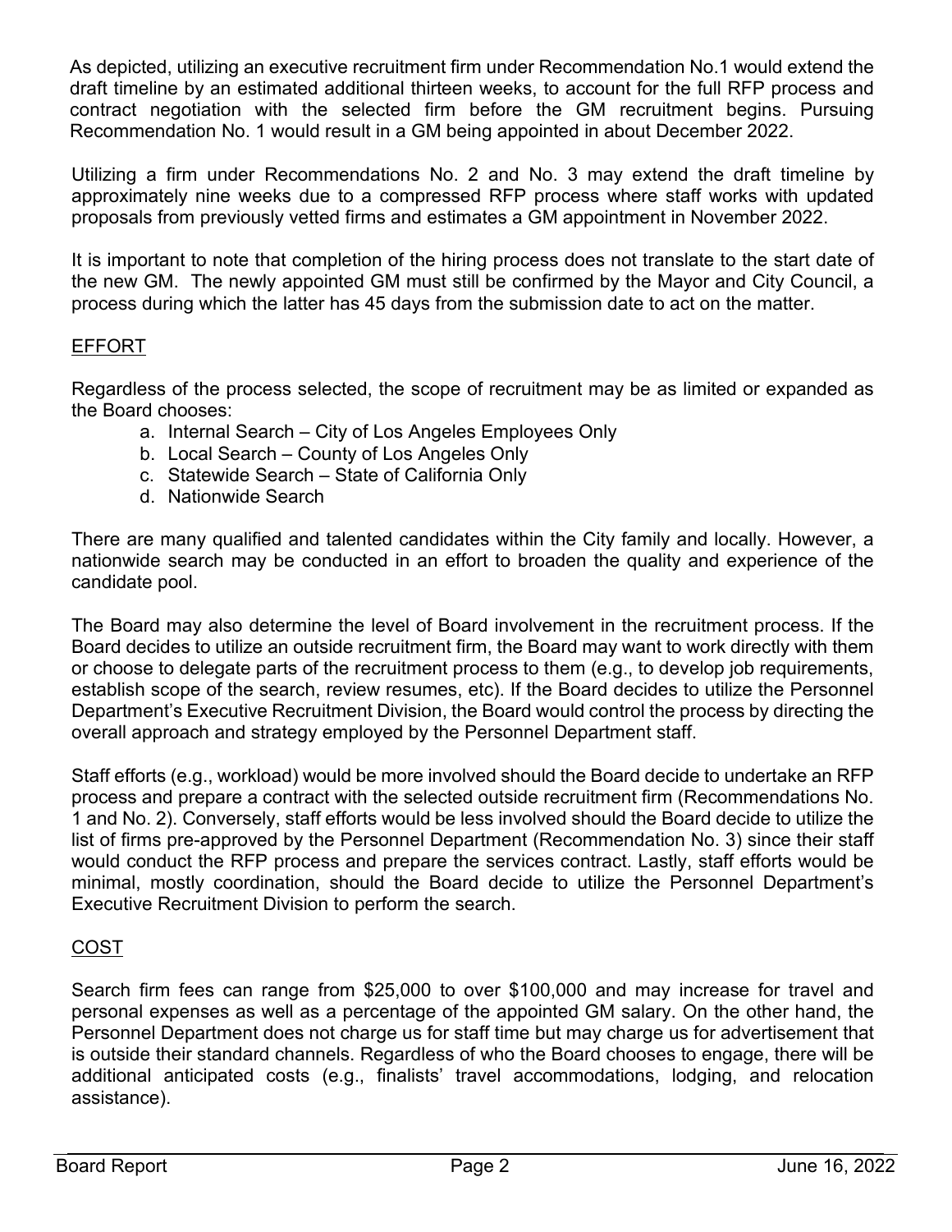As depicted, utilizing an executive recruitment firm under Recommendation No.1 would extend the draft timeline by an estimated additional thirteen weeks, to account for the full RFP process and contract negotiation with the selected firm before the GM recruitment begins. Pursuing Recommendation No. 1 would result in a GM being appointed in about December 2022.

Utilizing a firm under Recommendations No. 2 and No. 3 may extend the draft timeline by approximately nine weeks due to a compressed RFP process where staff works with updated proposals from previously vetted firms and estimates a GM appointment in November 2022.

It is important to note that completion of the hiring process does not translate to the start date of the new GM. The newly appointed GM must still be confirmed by the Mayor and City Council, a process during which the latter has 45 days from the submission date to act on the matter.

## EFFORT

Regardless of the process selected, the scope of recruitment may be as limited or expanded as the Board chooses:

a. Internal Search – City of Los Angeles Employees Only
b. Local Search – County of Los Angeles Only
c. Statewide Search – State of California Only
d. Nationwide Search

There are many qualified and talented candidates within the City family and locally. However, a nationwide search may be conducted in an effort to broaden the quality and experience of the candidate pool.

The Board may also determine the level of Board involvement in the recruitment process. If the Board decides to utilize an outside recruitment firm, the Board may want to work directly with them or choose to delegate parts of the recruitment process to them (e.g., to develop job requirements, establish scope of the search, review resumes, etc). If the Board decides to utilize the Personnel Department's Executive Recruitment Division, the Board would control the process by directing the overall approach and strategy employed by the Personnel Department staff.

Staff efforts (e.g., workload) would be more involved should the Board decide to undertake an RFP process and prepare a contract with the selected outside recruitment firm (Recommendations No. 1 and No. 2). Conversely, staff efforts would be less involved should the Board decide to utilize the list of firms pre-approved by the Personnel Department (Recommendation No. 3) since their staff would conduct the RFP process and prepare the services contract. Lastly, staff efforts would be minimal, mostly coordination, should the Board decide to utilize the Personnel Department's Executive Recruitment Division to perform the search.

## COST

Search firm fees can range from $25,000 to over $100,000 and may increase for travel and personal expenses as well as a percentage of the appointed GM salary. On the other hand, the Personnel Department does not charge us for staff time but may charge us for advertisement that is outside their standard channels. Regardless of who the Board chooses to engage, there will be additional anticipated costs (e.g., finalists' travel accommodations, lodging, and relocation assistance).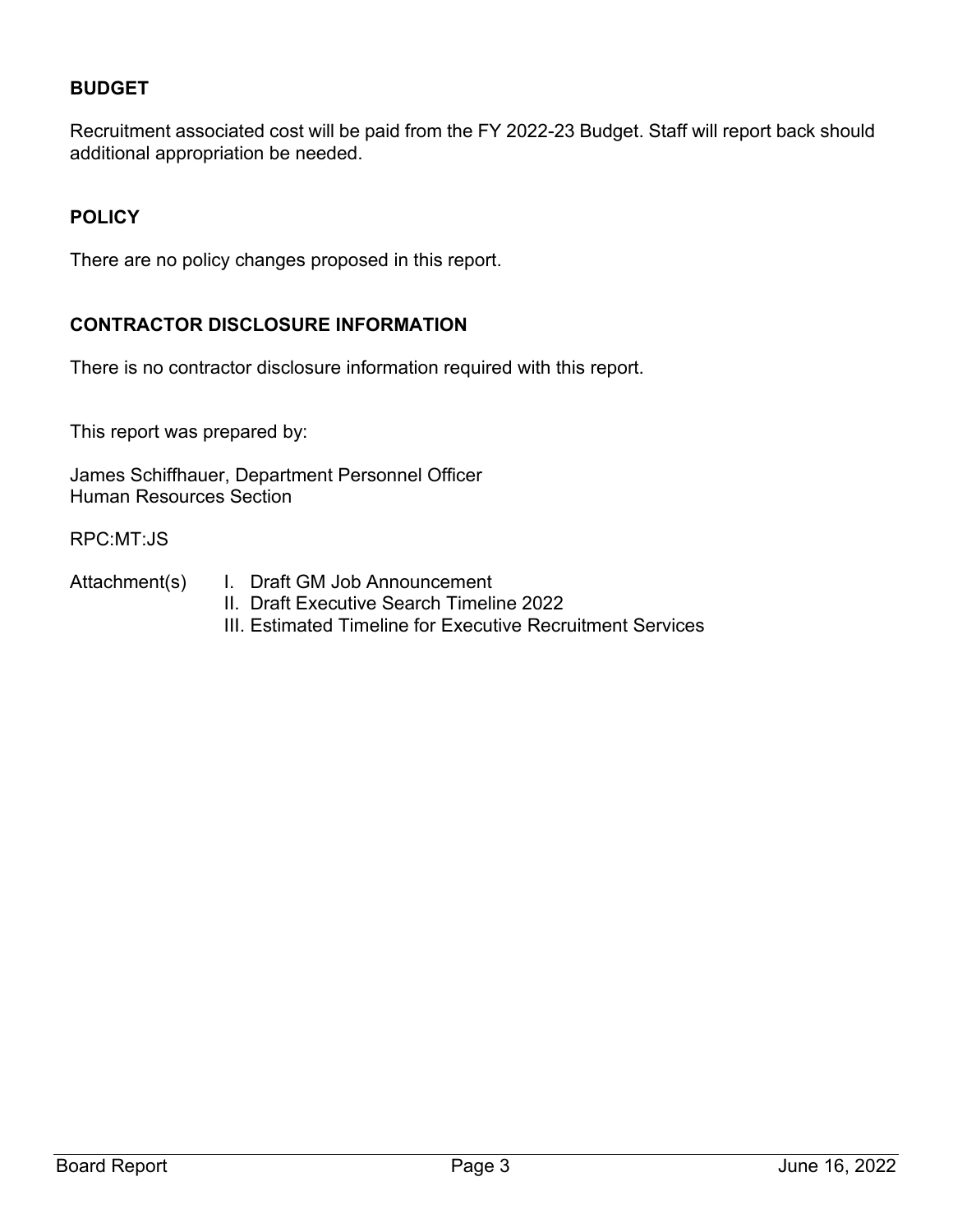## BUDGET

Recruitment associated cost will be paid from the FY 2022-23 Budget. Staff will report back should additional appropriation be needed.

## POLICY

There are no policy changes proposed in this report.

## CONTRACTOR DISCLOSURE INFORMATION

There is no contractor disclosure information required with this report.

This report was prepared by:

James Schiffhauer, Department Personnel Officer
Human Resources Section

RPC:MT:JS

Attachment(s)

I. Draft GM Job Announcement
II. Draft Executive Search Timeline 2022
III. Estimated Timeline for Executive Recruitment Services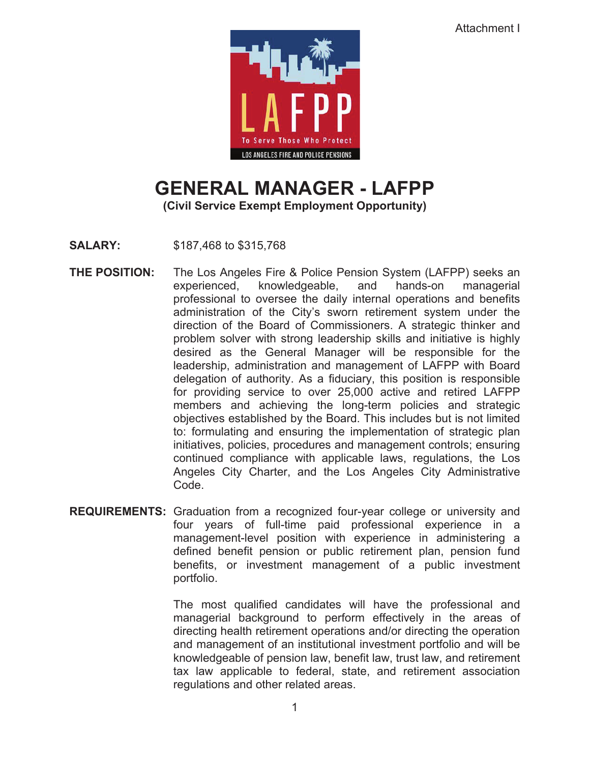Attachment I

LAFPP

To Serve Those Who Protect

LOS ANGELES FIRE AND POLICE PENSIONS

# GENERAL MANAGER - LAFPP

**(Civil Service Exempt Employment Opportunity)**

**SALARY:** $187,468 to $315,768

**THE POSITION:** The Los Angeles Fire & Police Pension System (LAFPP) seeks an experienced, knowledgeable, and hands-on managerial professional to oversee the daily internal operations and benefits administration of the City's sworn retirement system under the direction of the Board of Commissioners. A strategic thinker and problem solver with strong leadership skills and initiative is highly desired as the General Manager will be responsible for the leadership, administration and management of LAFPP with Board delegation of authority. As a fiduciary, this position is responsible for providing service to over 25,000 active and retired LAFPP members and achieving the long-term policies and strategic objectives established by the Board. This includes but is not limited to: formulating and ensuring the implementation of strategic plan initiatives, policies, procedures and management controls; ensuring continued compliance with applicable laws, regulations, the Los Angeles City Charter, and the Los Angeles City Administrative Code.

**REQUIREMENTS:** Graduation from a recognized four-year college or university and four years of full-time paid professional experience in a management-level position with experience in administering a defined benefit pension or public retirement plan, pension fund benefits, or investment management of a public investment portfolio.

The most qualified candidates will have the professional and managerial background to perform effectively in the areas of directing health retirement operations and/or directing the operation and management of an institutional investment portfolio and will be knowledgeable of pension law, benefit law, trust law, and retirement tax law applicable to federal, state, and retirement association regulations and other related areas.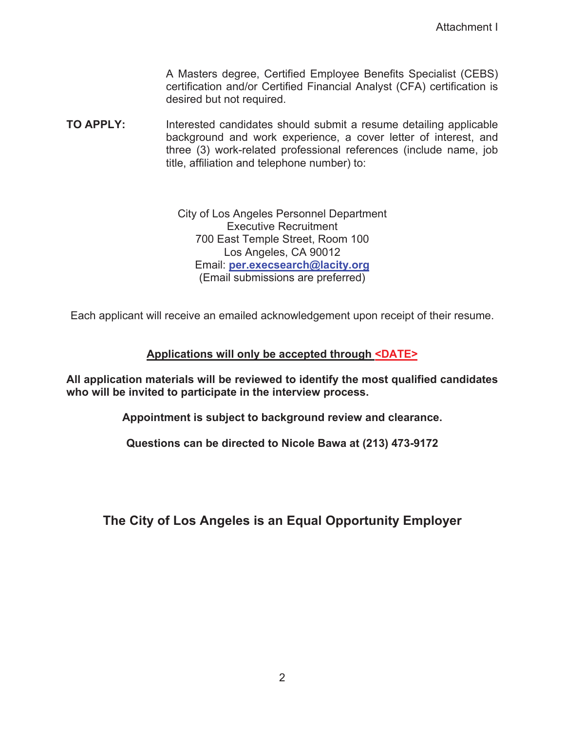Attachment I

A Masters degree, Certified Employee Benefits Specialist (CEBS) certification and/or Certified Financial Analyst (CFA) certification is desired but not required.

**TO APPLY:** Interested candidates should submit a resume detailing applicable background and work experience, a cover letter of interest, and three (3) work-related professional references (include name, job title, affiliation and telephone number) to:

City of Los Angeles Personnel Department
Executive Recruitment
700 East Temple Street, Room 100
Los Angeles, CA 90012
Email: **per.execsearch@lacity.org**
(Email submissions are preferred)

Each applicant will receive an emailed acknowledgement upon receipt of their resume.

**Applications will only be accepted through <DATE>**

**All application materials will be reviewed to identify the most qualified candidates who will be invited to participate in the interview process.**

**Appointment is subject to background review and clearance.**

**Questions can be directed to Nicole Bawa at (213) 473-9172**

## The City of Los Angeles is an Equal Opportunity Employer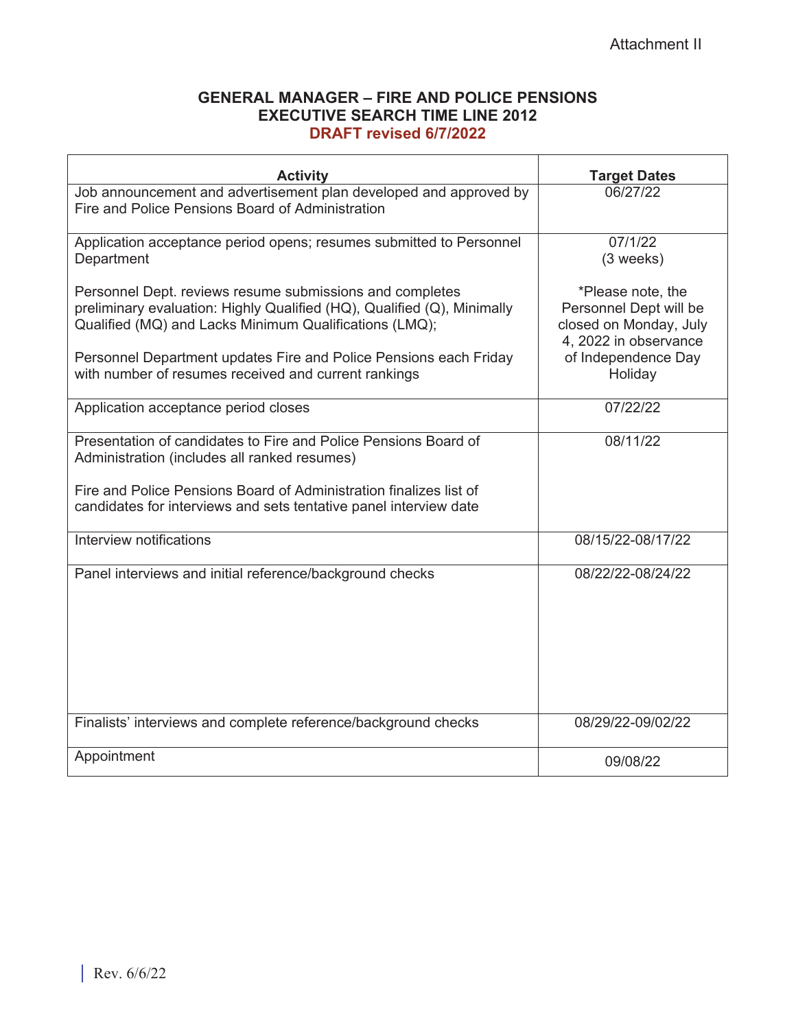Attachment II

**GENERAL MANAGER – FIRE AND POLICE PENSIONS**
**EXECUTIVE SEARCH TIME LINE 2012**
**DRAFT revised 6/7/2022**

| Activity | Target Dates |
|---|---|
| Job announcement and advertisement plan developed and approved by Fire and Police Pensions Board of Administration | 06/27/22 |
| Application acceptance period opens; resumes submitted to Personnel Department<br><br>Personnel Dept. reviews resume submissions and completes preliminary evaluation: Highly Qualified (HQ), Qualified (Q), Minimally Qualified (MQ) and Lacks Minimum Qualifications (LMQ);<br><br>Personnel Department updates Fire and Police Pensions each Friday with number of resumes received and current rankings | 07/1/22<br>(3 weeks)<br><br>*Please note, the Personnel Dept will be closed on Monday, July 4, 2022 in observance of Independence Day Holiday |
| Application acceptance period closes | 07/22/22 |
| Presentation of candidates to Fire and Police Pensions Board of Administration (includes all ranked resumes)<br><br>Fire and Police Pensions Board of Administration finalizes list of candidates for interviews and sets tentative panel interview date | 08/11/22 |
| Interview notifications | 08/15/22-08/17/22 |
| Panel interviews and initial reference/background checks | 08/22/22-08/24/22 |
| Finalists' interviews and complete reference/background checks | 08/29/22-09/02/22 |
| Appointment | 09/08/22 |

Rev. 6/6/22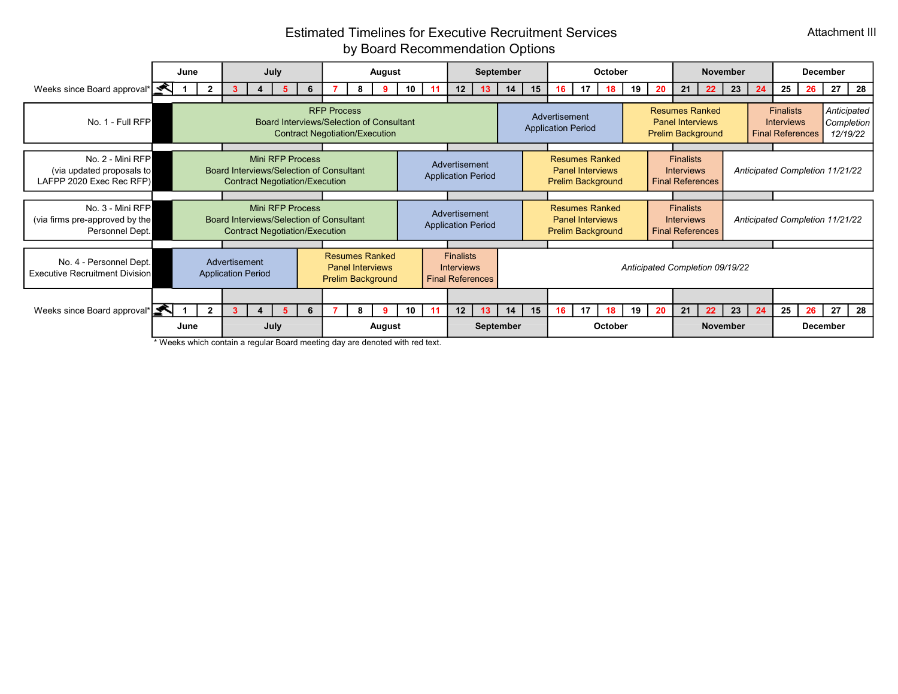Attachment III

# Estimated Timelines for Executive Recruitment Services by Board Recommendation Options

June | July | August | September | October | November | December

Weeks since Board approval*

1 2 3 4 5 6 7 8 9 10 11 12 13 14 15 16 17 18 19 20 21 22 23 24 25 26 27 28

**No. 1 - Full RFP**

RFP Process
Board Interviews/Selection of Consultant
Contract Negotiation/Execution

Advertisement
Application Period

Resumes Ranked
Panel Interviews
Prelim Background

Finalists
Interviews
Final References

*Anticipated Completion 12/19/22*

**No. 2 - Mini RFP (via updated proposals to LAFPP 2020 Exec Rec RFP)**

Mini RFP Process
Board Interviews/Selection of Consultant
Contract Negotiation/Execution

Advertisement
Application Period

Resumes Ranked
Panel Interviews
Prelim Background

Finalists
Interviews
Final References

*Anticipated Completion 11/21/22*

**No. 3 - Mini RFP (via firms pre-approved by the Personnel Dept.**

Mini RFP Process
Board Interviews/Selection of Consultant
Contract Negotiation/Execution

Advertisement
Application Period

Resumes Ranked
Panel Interviews
Prelim Background

Finalists
Interviews
Final References

*Anticipated Completion 11/21/22*

**No. 4 - Personnel Dept. Executive Recruitment Division**

Advertisement
Application Period

Resumes Ranked
Panel Interviews
Prelim Background

Finalists
Interviews
Final References

*Anticipated Completion 09/19/22*

Weeks since Board approval*

1 2 3 4 5 6 7 8 9 10 11 12 13 14 15 16 17 18 19 20 21 22 23 24 25 26 27 28

June | July | August | September | October | November | December

\* Weeks which contain a regular Board meeting day are denoted with red text.